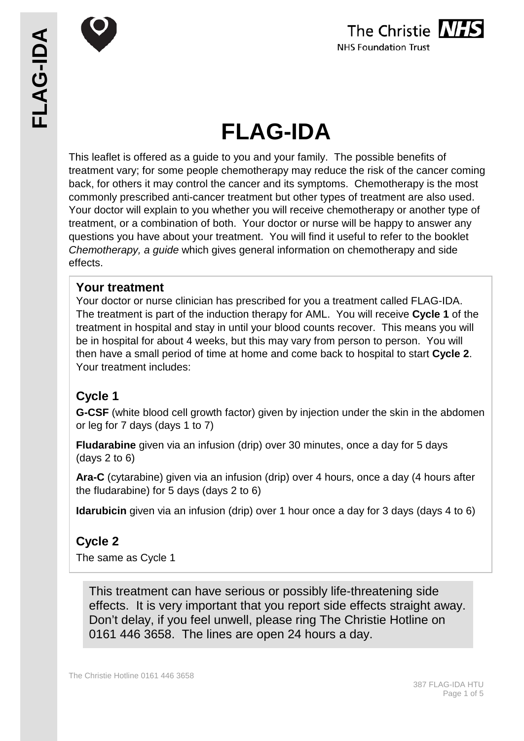# FLAG-IDA

This leaflet is offered as a guide to you and your family. The possible benefits of treatment vary; for some people chemotherapy may reduce the risk of the cancer coming back, for others it may control the cancer and its symptoms. Chemotherapy is the most commonly prescribed anti-cancer treatment but other types of treatment are also used. Your doctor will explain to you whether you will receive chemotherapy or another type of treatment, or a combination of both. Your doctor or nurse will be happy to answer any questions you have about your treatment. You will find it useful to refer to the booklet *Chemotherapy, a guide* which gives general information on chemotherapy and side effects.

## Your treatment

Your doctor or nurse clinician has prescribed for you a treatment called FLAG-IDA. The treatment is part of the induction therapy for AML. You will receive **Cycle 1** of the treatment in hospital and stay in until your blood counts recover. This means you will be in hospital for about 4 weeks, but this may vary from person to person. You will then have a small period of time at home and come back to hospital to start **Cycle 2**. Your treatment includes:

### Cycle 1

**G-CSF** (white blood cell growth factor) given by injection under the skin in the abdomen or leg for 7 days (days 1 to 7)

**Fludarabine** given via an infusion (drip) over 30 minutes, once a day for 5 days (days 2 to 6)

**Ara-C** (cytarabine) given via an infusion (drip) over 4 hours, once a day (4 hours after the fludarabine) for 5 days (days 2 to 6)

**Idarubicin** given via an infusion (drip) over 1 hour once a day for 3 days (days 4 to 6)

### Cycle 2

The same as Cycle 1

This treatment can have serious or possibly life-threatening side effects. It is very important that you report side effects straight away. Don't delay, if you feel unwell, please ring The Christie Hotline on 0161 446 3658. The lines are open 24 hours a day.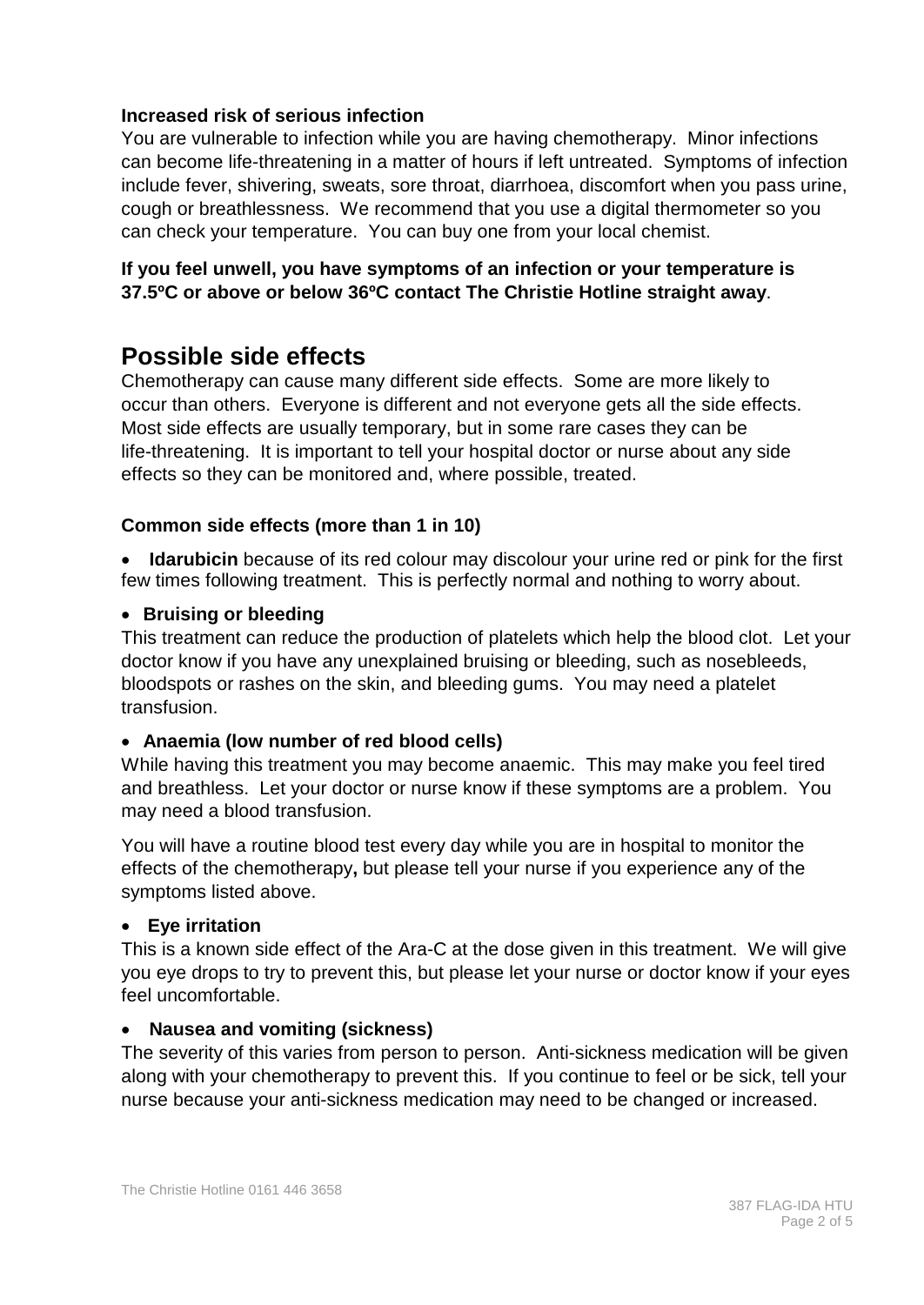**Increased risk of serious infection**
You are vulnerable to infection while you are having chemotherapy. Minor infections can become life-threatening in a matter of hours if left untreated. Symptoms of infection include fever, shivering, sweats, sore throat, diarrhoea, discomfort when you pass urine, cough or breathlessness. We recommend that you use a digital thermometer so you can check your temperature. You can buy one from your local chemist.

**If you feel unwell, you have symptoms of an infection or your temperature is 37.5ºC or above or below 36ºC contact The Christie Hotline straight away**.

## Possible side effects

Chemotherapy can cause many different side effects. Some are more likely to occur than others. Everyone is different and not everyone gets all the side effects. Most side effects are usually temporary, but in some rare cases they can be life-threatening. It is important to tell your hospital doctor or nurse about any side effects so they can be monitored and, where possible, treated.

### Common side effects (more than 1 in 10)

- **Idarubicin** because of its red colour may discolour your urine red or pink for the first few times following treatment. This is perfectly normal and nothing to worry about.

- **Bruising or bleeding**

This treatment can reduce the production of platelets which help the blood clot. Let your doctor know if you have any unexplained bruising or bleeding, such as nosebleeds, bloodspots or rashes on the skin, and bleeding gums. You may need a platelet transfusion.

- **Anaemia (low number of red blood cells)**

While having this treatment you may become anaemic. This may make you feel tired and breathless. Let your doctor or nurse know if these symptoms are a problem. You may need a blood transfusion.

You will have a routine blood test every day while you are in hospital to monitor the effects of the chemotherapy**,** but please tell your nurse if you experience any of the symptoms listed above.

- **Eye irritation**

This is a known side effect of the Ara-C at the dose given in this treatment. We will give you eye drops to try to prevent this, but please let your nurse or doctor know if your eyes feel uncomfortable.

- **Nausea and vomiting (sickness)**

The severity of this varies from person to person. Anti-sickness medication will be given along with your chemotherapy to prevent this. If you continue to feel or be sick, tell your nurse because your anti-sickness medication may need to be changed or increased.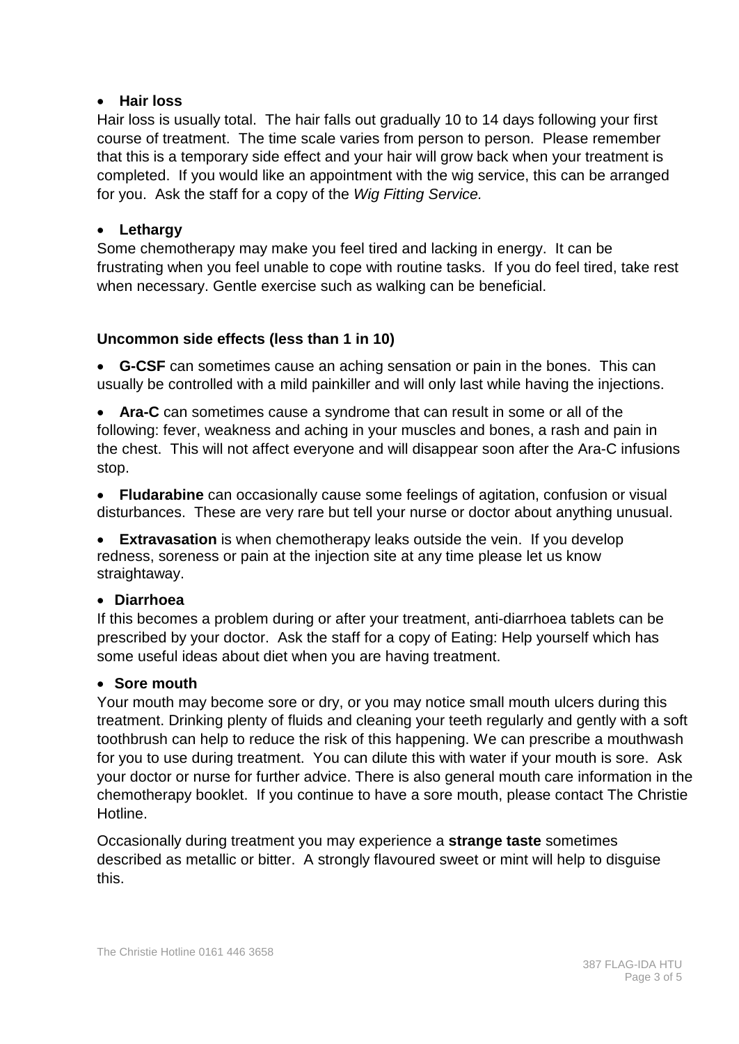- **Hair loss**

Hair loss is usually total. The hair falls out gradually 10 to 14 days following your first course of treatment. The time scale varies from person to person. Please remember that this is a temporary side effect and your hair will grow back when your treatment is completed. If you would like an appointment with the wig service, this can be arranged for you. Ask the staff for a copy of the *Wig Fitting Service.*

- **Lethargy**

Some chemotherapy may make you feel tired and lacking in energy. It can be frustrating when you feel unable to cope with routine tasks. If you do feel tired, take rest when necessary. Gentle exercise such as walking can be beneficial.

**Uncommon side effects (less than 1 in 10)**

- **G-CSF** can sometimes cause an aching sensation or pain in the bones. This can usually be controlled with a mild painkiller and will only last while having the injections.
- **Ara-C** can sometimes cause a syndrome that can result in some or all of the following: fever, weakness and aching in your muscles and bones, a rash and pain in the chest. This will not affect everyone and will disappear soon after the Ara-C infusions stop.
- **Fludarabine** can occasionally cause some feelings of agitation, confusion or visual disturbances. These are very rare but tell your nurse or doctor about anything unusual.
- **Extravasation** is when chemotherapy leaks outside the vein. If you develop redness, soreness or pain at the injection site at any time please let us know straightaway.

- **Diarrhoea**

If this becomes a problem during or after your treatment, anti-diarrhoea tablets can be prescribed by your doctor. Ask the staff for a copy of Eating: Help yourself which has some useful ideas about diet when you are having treatment.

- **Sore mouth**

Your mouth may become sore or dry, or you may notice small mouth ulcers during this treatment. Drinking plenty of fluids and cleaning your teeth regularly and gently with a soft toothbrush can help to reduce the risk of this happening. We can prescribe a mouthwash for you to use during treatment. You can dilute this with water if your mouth is sore. Ask your doctor or nurse for further advice. There is also general mouth care information in the chemotherapy booklet. If you continue to have a sore mouth, please contact The Christie Hotline.

Occasionally during treatment you may experience a **strange taste** sometimes described as metallic or bitter. A strongly flavoured sweet or mint will help to disguise this.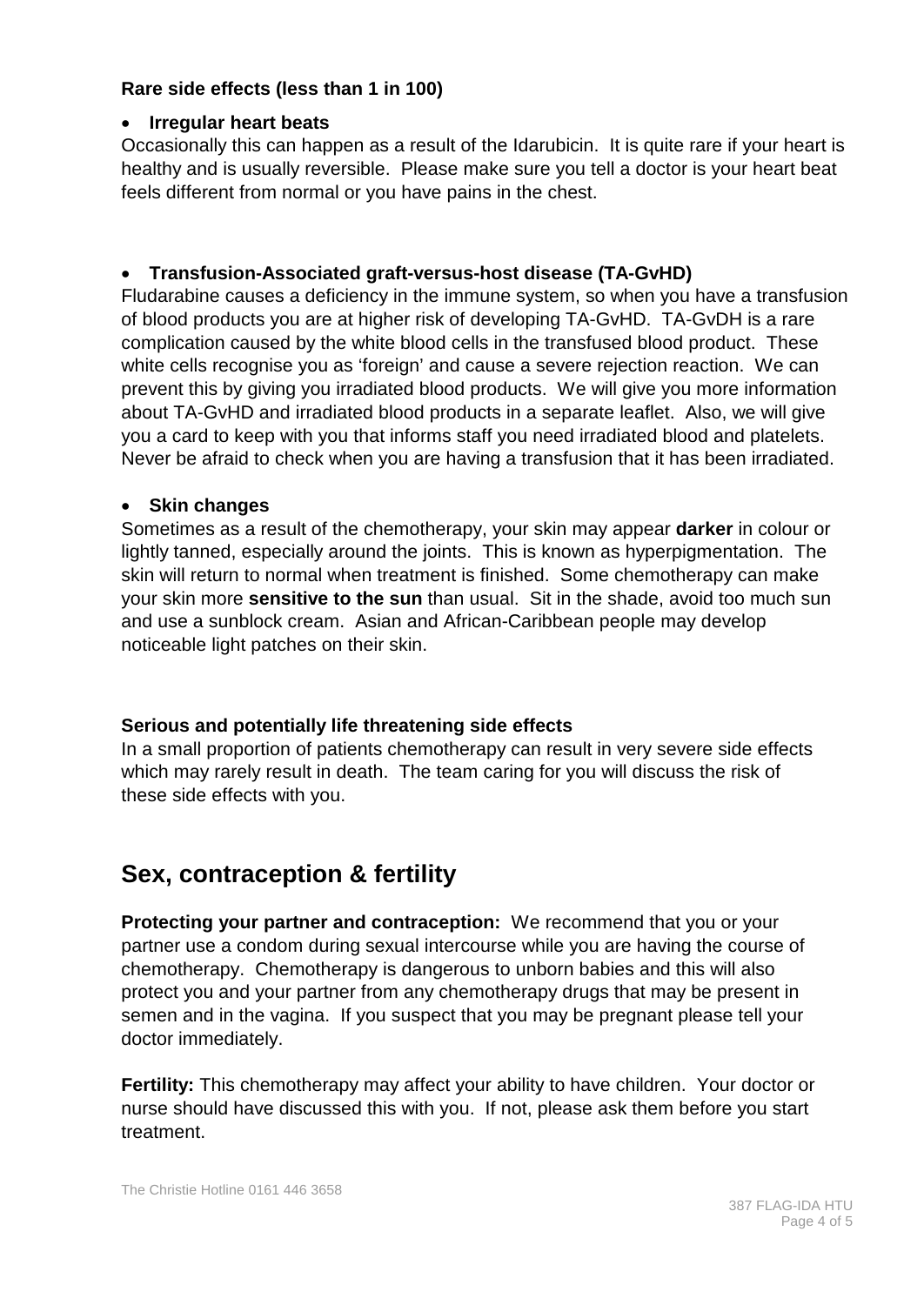### Rare side effects (less than 1 in 100)

- **Irregular heart beats**

Occasionally this can happen as a result of the Idarubicin. It is quite rare if your heart is healthy and is usually reversible. Please make sure you tell a doctor is your heart beat feels different from normal or you have pains in the chest.

- **Transfusion-Associated graft-versus-host disease (TA-GvHD)**

Fludarabine causes a deficiency in the immune system, so when you have a transfusion of blood products you are at higher risk of developing TA-GvHD. TA-GvDH is a rare complication caused by the white blood cells in the transfused blood product. These white cells recognise you as 'foreign' and cause a severe rejection reaction. We can prevent this by giving you irradiated blood products. We will give you more information about TA-GvHD and irradiated blood products in a separate leaflet. Also, we will give you a card to keep with you that informs staff you need irradiated blood and platelets. Never be afraid to check when you are having a transfusion that it has been irradiated.

- **Skin changes**

Sometimes as a result of the chemotherapy, your skin may appear **darker** in colour or lightly tanned, especially around the joints. This is known as hyperpigmentation. The skin will return to normal when treatment is finished. Some chemotherapy can make your skin more **sensitive to the sun** than usual. Sit in the shade, avoid too much sun and use a sunblock cream. Asian and African-Caribbean people may develop noticeable light patches on their skin.

### Serious and potentially life threatening side effects

In a small proportion of patients chemotherapy can result in very severe side effects which may rarely result in death. The team caring for you will discuss the risk of these side effects with you.

## Sex, contraception & fertility

**Protecting your partner and contraception:** We recommend that you or your partner use a condom during sexual intercourse while you are having the course of chemotherapy. Chemotherapy is dangerous to unborn babies and this will also protect you and your partner from any chemotherapy drugs that may be present in semen and in the vagina. If you suspect that you may be pregnant please tell your doctor immediately.

**Fertility:** This chemotherapy may affect your ability to have children. Your doctor or nurse should have discussed this with you. If not, please ask them before you start treatment.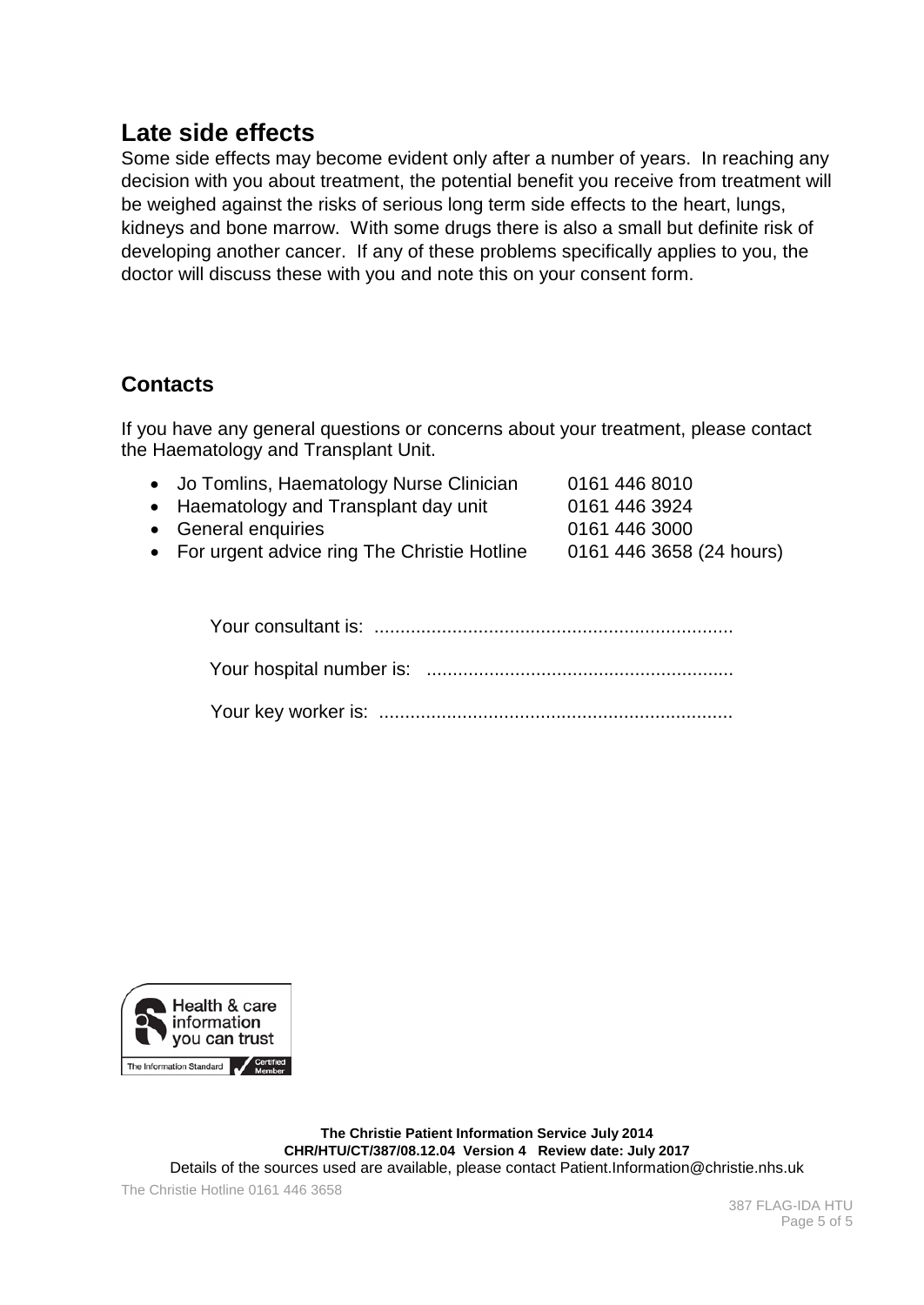## Late side effects

Some side effects may become evident only after a number of years. In reaching any decision with you about treatment, the potential benefit you receive from treatment will be weighed against the risks of serious long term side effects to the heart, lungs, kidneys and bone marrow. With some drugs there is also a small but definite risk of developing another cancer. If any of these problems specifically applies to you, the doctor will discuss these with you and note this on your consent form.

### Contacts

If you have any general questions or concerns about your treatment, please contact the Haematology and Transplant Unit.

- Jo Tomlins, Haematology Nurse Clinician 0161 446 8010
- Haematology and Transplant day unit 0161 446 3924
- General enquiries 0161 446 3000
- For urgent advice ring The Christie Hotline 0161 446 3658 (24 hours)

Your consultant is: ....................................................................

Your hospital number is: ..........................................................

Your key worker is: ...................................................................

Health & care information you can trust
The Information Standard Certified Member

**The Christie Patient Information Service July 2014**
**CHR/HTU/CT/387/08.12.04 Version 4 Review date: July 2017**
Details of the sources used are available, please contact Patient.Information@christie.nhs.uk